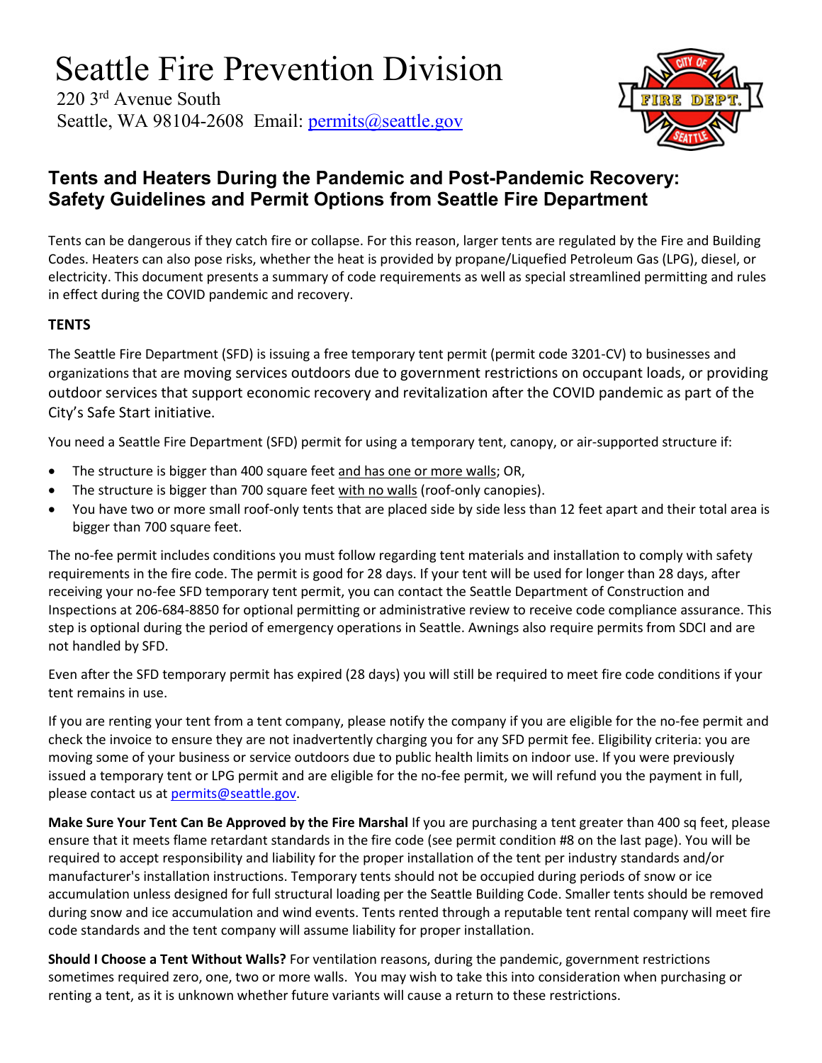# Seattle Fire Prevention Division

220 3rd Avenue South
Seattle, WA 98104-2608 Email: permits@seattle.gov

## Tents and Heaters During the Pandemic and Post-Pandemic Recovery: Safety Guidelines and Permit Options from Seattle Fire Department

Tents can be dangerous if they catch fire or collapse. For this reason, larger tents are regulated by the Fire and Building Codes. Heaters can also pose risks, whether the heat is provided by propane/Liquefied Petroleum Gas (LPG), diesel, or electricity. This document presents a summary of code requirements as well as special streamlined permitting and rules in effect during the COVID pandemic and recovery.

### TENTS

The Seattle Fire Department (SFD) is issuing a free temporary tent permit (permit code 3201-CV) to businesses and organizations that are moving services outdoors due to government restrictions on occupant loads, or providing outdoor services that support economic recovery and revitalization after the COVID pandemic as part of the City's Safe Start initiative.

You need a Seattle Fire Department (SFD) permit for using a temporary tent, canopy, or air-supported structure if:

- The structure is bigger than 400 square feet and has one or more walls; OR,
- The structure is bigger than 700 square feet with no walls (roof-only canopies).
- You have two or more small roof-only tents that are placed side by side less than 12 feet apart and their total area is bigger than 700 square feet.

The no-fee permit includes conditions you must follow regarding tent materials and installation to comply with safety requirements in the fire code. The permit is good for 28 days. If your tent will be used for longer than 28 days, after receiving your no-fee SFD temporary tent permit, you can contact the Seattle Department of Construction and Inspections at 206-684-8850 for optional permitting or administrative review to receive code compliance assurance. This step is optional during the period of emergency operations in Seattle. Awnings also require permits from SDCI and are not handled by SFD.

Even after the SFD temporary permit has expired (28 days) you will still be required to meet fire code conditions if your tent remains in use.

If you are renting your tent from a tent company, please notify the company if you are eligible for the no-fee permit and check the invoice to ensure they are not inadvertently charging you for any SFD permit fee. Eligibility criteria: you are moving some of your business or service outdoors due to public health limits on indoor use. If you were previously issued a temporary tent or LPG permit and are eligible for the no-fee permit, we will refund you the payment in full, please contact us at permits@seattle.gov.

**Make Sure Your Tent Can Be Approved by the Fire Marshal** If you are purchasing a tent greater than 400 sq feet, please ensure that it meets flame retardant standards in the fire code (see permit condition #8 on the last page). You will be required to accept responsibility and liability for the proper installation of the tent per industry standards and/or manufacturer's installation instructions. Temporary tents should not be occupied during periods of snow or ice accumulation unless designed for full structural loading per the Seattle Building Code. Smaller tents should be removed during snow and ice accumulation and wind events. Tents rented through a reputable tent rental company will meet fire code standards and the tent company will assume liability for proper installation.

**Should I Choose a Tent Without Walls?** For ventilation reasons, during the pandemic, government restrictions sometimes required zero, one, two or more walls. You may wish to take this into consideration when purchasing or renting a tent, as it is unknown whether future variants will cause a return to these restrictions.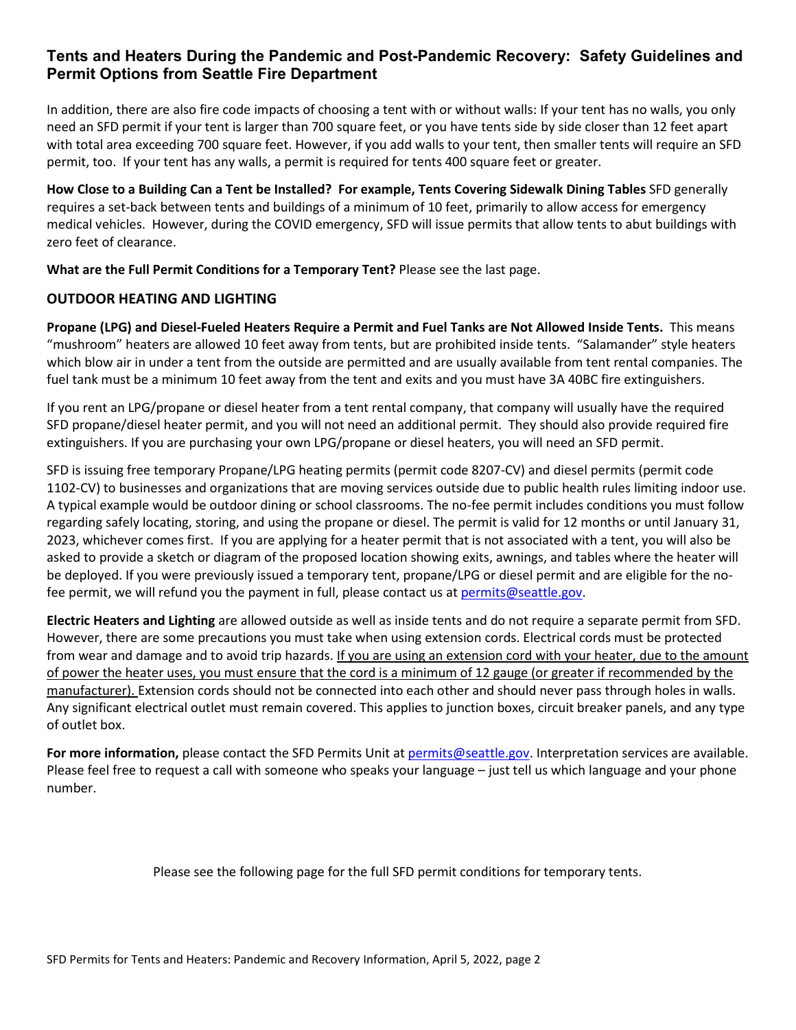## Tents and Heaters During the Pandemic and Post-Pandemic Recovery: Safety Guidelines and Permit Options from Seattle Fire Department

In addition, there are also fire code impacts of choosing a tent with or without walls: If your tent has no walls, you only need an SFD permit if your tent is larger than 700 square feet, or you have tents side by side closer than 12 feet apart with total area exceeding 700 square feet. However, if you add walls to your tent, then smaller tents will require an SFD permit, too. If your tent has any walls, a permit is required for tents 400 square feet or greater.

**How Close to a Building Can a Tent be Installed? For example, Tents Covering Sidewalk Dining Tables** SFD generally requires a set-back between tents and buildings of a minimum of 10 feet, primarily to allow access for emergency medical vehicles. However, during the COVID emergency, SFD will issue permits that allow tents to abut buildings with zero feet of clearance.

**What are the Full Permit Conditions for a Temporary Tent?** Please see the last page.

### OUTDOOR HEATING AND LIGHTING

**Propane (LPG) and Diesel-Fueled Heaters Require a Permit and Fuel Tanks are Not Allowed Inside Tents.** This means "mushroom" heaters are allowed 10 feet away from tents, but are prohibited inside tents. "Salamander" style heaters which blow air in under a tent from the outside are permitted and are usually available from tent rental companies. The fuel tank must be a minimum 10 feet away from the tent and exits and you must have 3A 40BC fire extinguishers.

If you rent an LPG/propane or diesel heater from a tent rental company, that company will usually have the required SFD propane/diesel heater permit, and you will not need an additional permit. They should also provide required fire extinguishers. If you are purchasing your own LPG/propane or diesel heaters, you will need an SFD permit.

SFD is issuing free temporary Propane/LPG heating permits (permit code 8207-CV) and diesel permits (permit code 1102-CV) to businesses and organizations that are moving services outside due to public health rules limiting indoor use. A typical example would be outdoor dining or school classrooms. The no-fee permit includes conditions you must follow regarding safely locating, storing, and using the propane or diesel. The permit is valid for 12 months or until January 31, 2023, whichever comes first. If you are applying for a heater permit that is not associated with a tent, you will also be asked to provide a sketch or diagram of the proposed location showing exits, awnings, and tables where the heater will be deployed. If you were previously issued a temporary tent, propane/LPG or diesel permit and are eligible for the no-fee permit, we will refund you the payment in full, please contact us at permits@seattle.gov.

**Electric Heaters and Lighting** are allowed outside as well as inside tents and do not require a separate permit from SFD. However, there are some precautions you must take when using extension cords. Electrical cords must be protected from wear and damage and to avoid trip hazards. <u>If you are using an extension cord with your heater, due to the amount of power the heater uses, you must ensure that the cord is a minimum of 12 gauge (or greater if recommended by the manufacturer).</u> Extension cords should not be connected into each other and should never pass through holes in walls. Any significant electrical outlet must remain covered. This applies to junction boxes, circuit breaker panels, and any type of outlet box.

**For more information,** please contact the SFD Permits Unit at permits@seattle.gov. Interpretation services are available. Please feel free to request a call with someone who speaks your language – just tell us which language and your phone number.

Please see the following page for the full SFD permit conditions for temporary tents.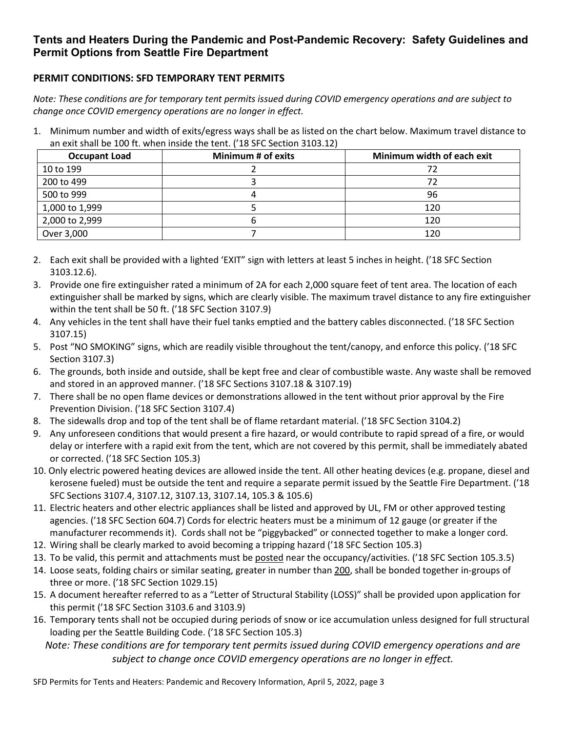## Tents and Heaters During the Pandemic and Post-Pandemic Recovery: Safety Guidelines and Permit Options from Seattle Fire Department

### PERMIT CONDITIONS: SFD TEMPORARY TENT PERMITS

*Note: These conditions are for temporary tent permits issued during COVID emergency operations and are subject to change once COVID emergency operations are no longer in effect.*

1. Minimum number and width of exits/egress ways shall be as listed on the chart below. Maximum travel distance to an exit shall be 100 ft. when inside the tent. ('18 SFC Section 3103.12)

| Occupant Load | Minimum # of exits | Minimum width of each exit |
|---|---|---|
| 10 to 199 | 2 | 72 |
| 200 to 499 | 3 | 72 |
| 500 to 999 | 4 | 96 |
| 1,000 to 1,999 | 5 | 120 |
| 2,000 to 2,999 | 6 | 120 |
| Over 3,000 | 7 | 120 |

2. Each exit shall be provided with a lighted 'EXIT" sign with letters at least 5 inches in height. ('18 SFC Section 3103.12.6).
3. Provide one fire extinguisher rated a minimum of 2A for each 2,000 square feet of tent area. The location of each extinguisher shall be marked by signs, which are clearly visible. The maximum travel distance to any fire extinguisher within the tent shall be 50 ft. ('18 SFC Section 3107.9)
4. Any vehicles in the tent shall have their fuel tanks emptied and the battery cables disconnected. ('18 SFC Section 3107.15)
5. Post "NO SMOKING" signs, which are readily visible throughout the tent/canopy, and enforce this policy. ('18 SFC Section 3107.3)
6. The grounds, both inside and outside, shall be kept free and clear of combustible waste. Any waste shall be removed and stored in an approved manner. ('18 SFC Sections 3107.18 & 3107.19)
7. There shall be no open flame devices or demonstrations allowed in the tent without prior approval by the Fire Prevention Division. ('18 SFC Section 3107.4)
8. The sidewalls drop and top of the tent shall be of flame retardant material. ('18 SFC Section 3104.2)
9. Any unforeseen conditions that would present a fire hazard, or would contribute to rapid spread of a fire, or would delay or interfere with a rapid exit from the tent, which are not covered by this permit, shall be immediately abated or corrected. ('18 SFC Section 105.3)
10. Only electric powered heating devices are allowed inside the tent. All other heating devices (e.g. propane, diesel and kerosene fueled) must be outside the tent and require a separate permit issued by the Seattle Fire Department. ('18 SFC Sections 3107.4, 3107.12, 3107.13, 3107.14, 105.3 & 105.6)
11. Electric heaters and other electric appliances shall be listed and approved by UL, FM or other approved testing agencies. ('18 SFC Section 604.7) Cords for electric heaters must be a minimum of 12 gauge (or greater if the manufacturer recommends it). Cords shall not be "piggybacked" or connected together to make a longer cord.
12. Wiring shall be clearly marked to avoid becoming a tripping hazard ('18 SFC Section 105.3)
13. To be valid, this permit and attachments must be posted near the occupancy/activities. ('18 SFC Section 105.3.5)
14. Loose seats, folding chairs or similar seating, greater in number than 200, shall be bonded together in-groups of three or more. ('18 SFC Section 1029.15)
15. A document hereafter referred to as a "Letter of Structural Stability (LOSS)" shall be provided upon application for this permit ('18 SFC Section 3103.6 and 3103.9)
16. Temporary tents shall not be occupied during periods of snow or ice accumulation unless designed for full structural loading per the Seattle Building Code. ('18 SFC Section 105.3)

*Note: These conditions are for temporary tent permits issued during COVID emergency operations and are subject to change once COVID emergency operations are no longer in effect.*